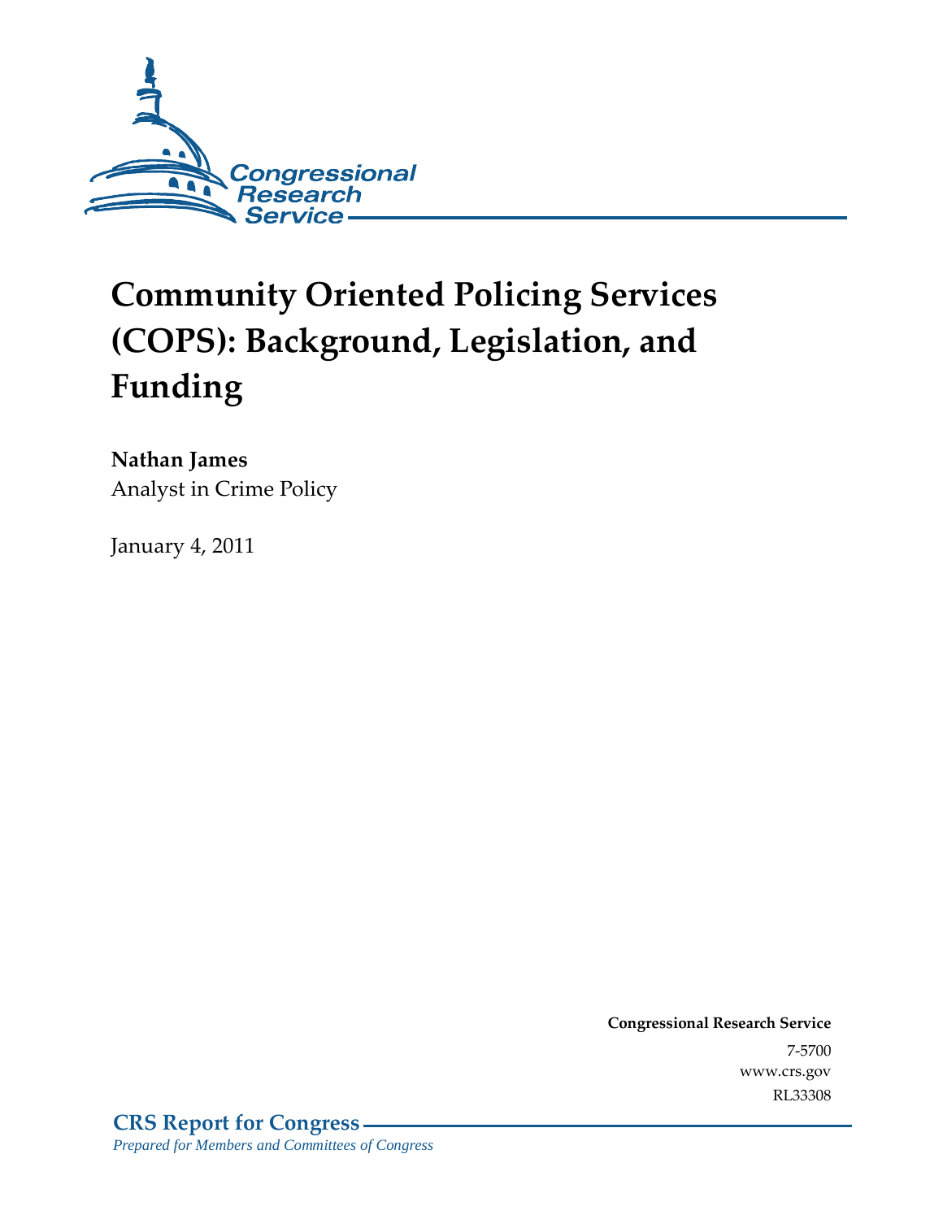Congressional Research Service

# Community Oriented Policing Services (COPS): Background, Legislation, and Funding

**Nathan James**
Analyst in Crime Policy

January 4, 2011

**Congressional Research Service**
7-5700
www.crs.gov
RL33308

**CRS Report for Congress**
*Prepared for Members and Committees of Congress*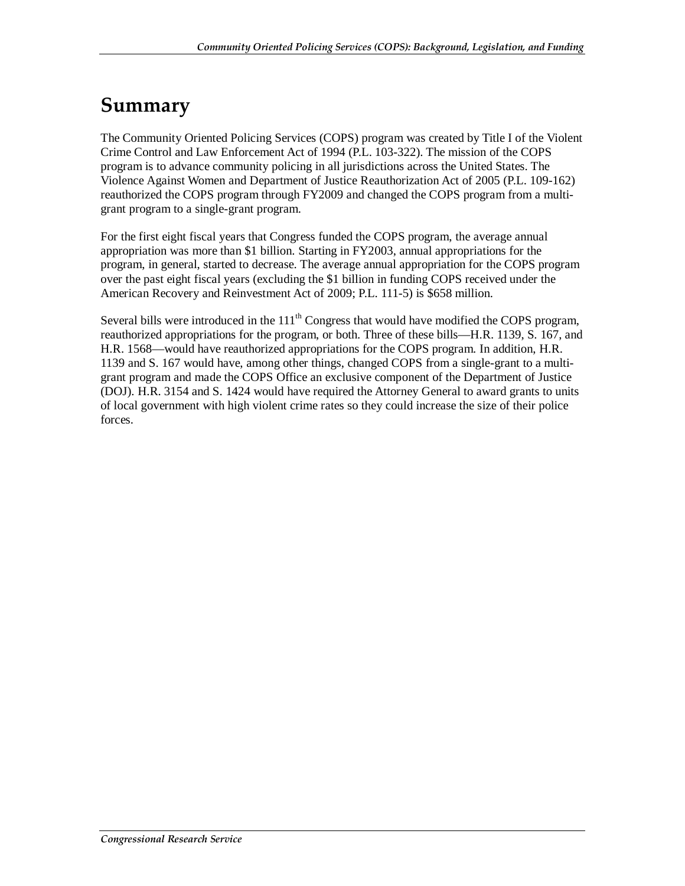# Summary

The Community Oriented Policing Services (COPS) program was created by Title I of the Violent Crime Control and Law Enforcement Act of 1994 (P.L. 103-322). The mission of the COPS program is to advance community policing in all jurisdictions across the United States. The Violence Against Women and Department of Justice Reauthorization Act of 2005 (P.L. 109-162) reauthorized the COPS program through FY2009 and changed the COPS program from a multi-grant program to a single-grant program.

For the first eight fiscal years that Congress funded the COPS program, the average annual appropriation was more than $1 billion. Starting in FY2003, annual appropriations for the program, in general, started to decrease. The average annual appropriation for the COPS program over the past eight fiscal years (excluding the $1 billion in funding COPS received under the American Recovery and Reinvestment Act of 2009; P.L. 111-5) is $658 million.

Several bills were introduced in the 111th Congress that would have modified the COPS program, reauthorized appropriations for the program, or both. Three of these bills—H.R. 1139, S. 167, and H.R. 1568—would have reauthorized appropriations for the COPS program. In addition, H.R. 1139 and S. 167 would have, among other things, changed COPS from a single-grant to a multi-grant program and made the COPS Office an exclusive component of the Department of Justice (DOJ). H.R. 3154 and S. 1424 would have required the Attorney General to award grants to units of local government with high violent crime rates so they could increase the size of their police forces.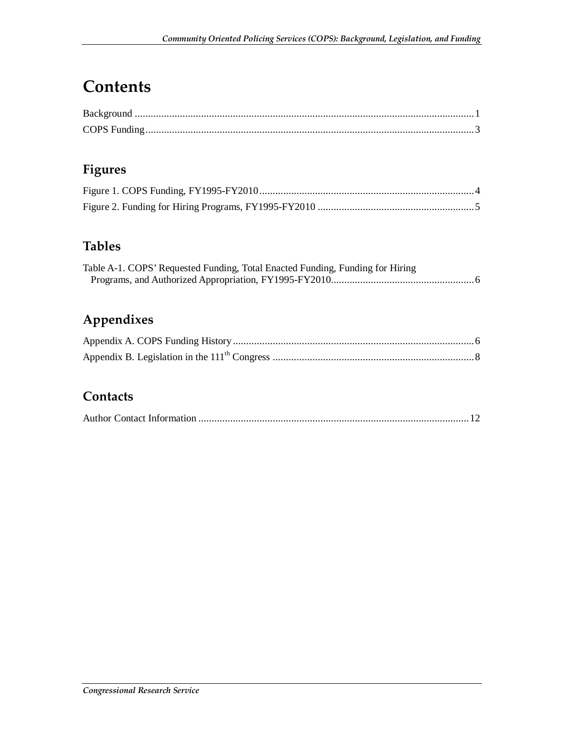# Contents

Background ........................................................................................................................... 1
COPS Funding ....................................................................................................................... 3

## Figures

Figure 1. COPS Funding, FY1995-FY2010 ................................................................................. 4
Figure 2. Funding for Hiring Programs, FY1995-FY2010 ........................................................... 5

## Tables

Table A-1. COPS' Requested Funding, Total Enacted Funding, Funding for Hiring Programs, and Authorized Appropriation, FY1995-FY2010...................................................... 6

## Appendixes

Appendix A. COPS Funding History ........................................................................................... 6
Appendix B. Legislation in the 111th Congress ............................................................................ 8

## Contacts

Author Contact Information ...................................................................................................... 12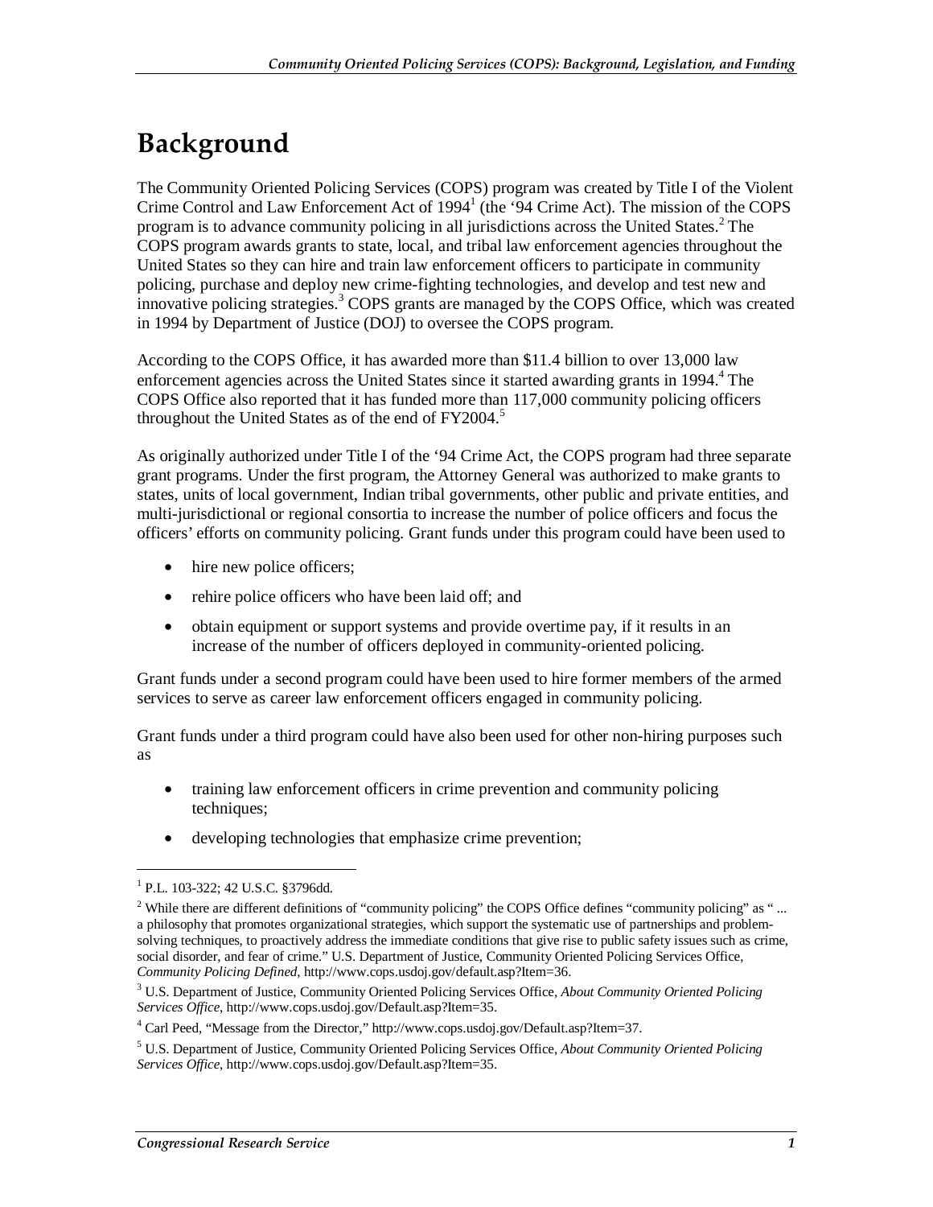# Background

The Community Oriented Policing Services (COPS) program was created by Title I of the Violent Crime Control and Law Enforcement Act of 1994[1] (the '94 Crime Act). The mission of the COPS program is to advance community policing in all jurisdictions across the United States.[2] The COPS program awards grants to state, local, and tribal law enforcement agencies throughout the United States so they can hire and train law enforcement officers to participate in community policing, purchase and deploy new crime-fighting technologies, and develop and test new and innovative policing strategies.[3] COPS grants are managed by the COPS Office, which was created in 1994 by Department of Justice (DOJ) to oversee the COPS program.

According to the COPS Office, it has awarded more than $11.4 billion to over 13,000 law enforcement agencies across the United States since it started awarding grants in 1994.[4] The COPS Office also reported that it has funded more than 117,000 community policing officers throughout the United States as of the end of FY2004.[5]

As originally authorized under Title I of the '94 Crime Act, the COPS program had three separate grant programs. Under the first program, the Attorney General was authorized to make grants to states, units of local government, Indian tribal governments, other public and private entities, and multi-jurisdictional or regional consortia to increase the number of police officers and focus the officers' efforts on community policing. Grant funds under this program could have been used to

- hire new police officers;
- rehire police officers who have been laid off; and
- obtain equipment or support systems and provide overtime pay, if it results in an increase of the number of officers deployed in community-oriented policing.

Grant funds under a second program could have been used to hire former members of the armed services to serve as career law enforcement officers engaged in community policing.

Grant funds under a third program could have also been used for other non-hiring purposes such as

- training law enforcement officers in crime prevention and community policing techniques;
- developing technologies that emphasize crime prevention;

---

[1] P.L. 103-322; 42 U.S.C. §3796dd.

[2] While there are different definitions of "community policing" the COPS Office defines "community policing" as " ... a philosophy that promotes organizational strategies, which support the systematic use of partnerships and problem-solving techniques, to proactively address the immediate conditions that give rise to public safety issues such as crime, social disorder, and fear of crime." U.S. Department of Justice, Community Oriented Policing Services Office, *Community Policing Defined*, http://www.cops.usdoj.gov/default.asp?Item=36.

[3] U.S. Department of Justice, Community Oriented Policing Services Office, *About Community Oriented Policing Services Office*, http://www.cops.usdoj.gov/Default.asp?Item=35.

[4] Carl Peed, "Message from the Director," http://www.cops.usdoj.gov/Default.asp?Item=37.

[5] U.S. Department of Justice, Community Oriented Policing Services Office, *About Community Oriented Policing Services Office*, http://www.cops.usdoj.gov/Default.asp?Item=35.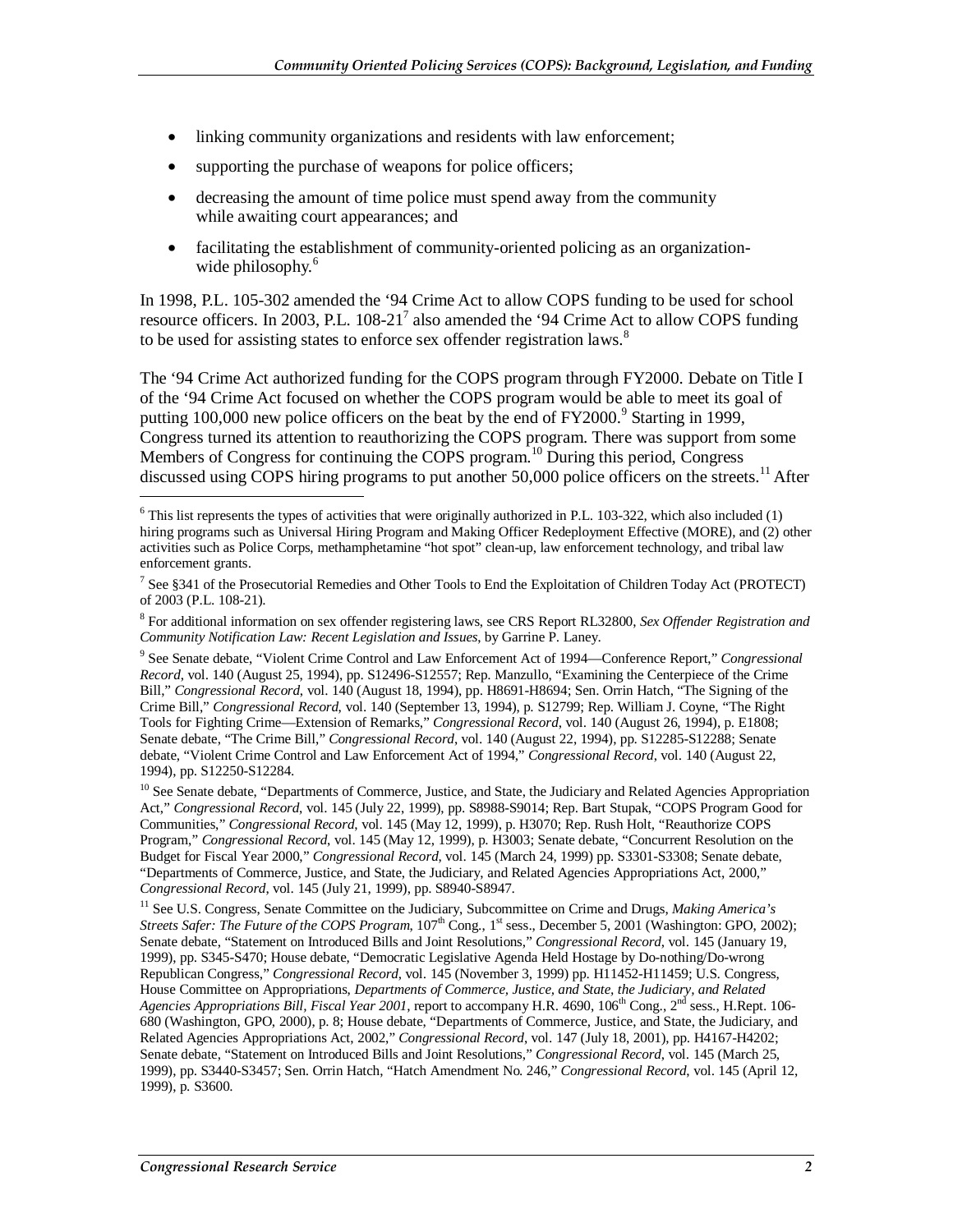- linking community organizations and residents with law enforcement;
- supporting the purchase of weapons for police officers;
- decreasing the amount of time police must spend away from the community while awaiting court appearances; and
- facilitating the establishment of community-oriented policing as an organization-wide philosophy.[6]

In 1998, P.L. 105-302 amended the '94 Crime Act to allow COPS funding to be used for school resource officers. In 2003, P.L. 108-21[7] also amended the '94 Crime Act to allow COPS funding to be used for assisting states to enforce sex offender registration laws.[8]

The '94 Crime Act authorized funding for the COPS program through FY2000. Debate on Title I of the '94 Crime Act focused on whether the COPS program would be able to meet its goal of putting 100,000 new police officers on the beat by the end of FY2000.[9] Starting in 1999, Congress turned its attention to reauthorizing the COPS program. There was support from some Members of Congress for continuing the COPS program.[10] During this period, Congress discussed using COPS hiring programs to put another 50,000 police officers on the streets.[11] After

---

[6] This list represents the types of activities that were originally authorized in P.L. 103-322, which also included (1) hiring programs such as Universal Hiring Program and Making Officer Redeployment Effective (MORE), and (2) other activities such as Police Corps, methamphetamine "hot spot" clean-up, law enforcement technology, and tribal law enforcement grants.

[7] See §341 of the Prosecutorial Remedies and Other Tools to End the Exploitation of Children Today Act (PROTECT) of 2003 (P.L. 108-21).

[8] For additional information on sex offender registering laws, see CRS Report RL32800, *Sex Offender Registration and Community Notification Law: Recent Legislation and Issues*, by Garrine P. Laney.

[9] See Senate debate, "Violent Crime Control and Law Enforcement Act of 1994—Conference Report," *Congressional Record*, vol. 140 (August 25, 1994), pp. S12496-S12557; Rep. Manzullo, "Examining the Centerpiece of the Crime Bill," *Congressional Record*, vol. 140 (August 18, 1994), pp. H8691-H8694; Sen. Orrin Hatch, "The Signing of the Crime Bill," *Congressional Record*, vol. 140 (September 13, 1994), p. S12799; Rep. William J. Coyne, "The Right Tools for Fighting Crime—Extension of Remarks," *Congressional Record*, vol. 140 (August 26, 1994), p. E1808; Senate debate, "The Crime Bill," *Congressional Record*, vol. 140 (August 22, 1994), pp. S12285-S12288; Senate debate, "Violent Crime Control and Law Enforcement Act of 1994," *Congressional Record*, vol. 140 (August 22, 1994), pp. S12250-S12284.

[10] See Senate debate, "Departments of Commerce, Justice, and State, the Judiciary and Related Agencies Appropriation Act," *Congressional Record*, vol. 145 (July 22, 1999), pp. S8988-S9014; Rep. Bart Stupak, "COPS Program Good for Communities," *Congressional Record*, vol. 145 (May 12, 1999), p. H3070; Rep. Rush Holt, "Reauthorize COPS Program," *Congressional Record*, vol. 145 (May 12, 1999), p. H3003; Senate debate, "Concurrent Resolution on the Budget for Fiscal Year 2000," *Congressional Record*, vol. 145 (March 24, 1999) pp. S3301-S3308; Senate debate, "Departments of Commerce, Justice, and State, the Judiciary, and Related Agencies Appropriations Act, 2000," *Congressional Record*, vol. 145 (July 21, 1999), pp. S8940-S8947.

[11] See U.S. Congress, Senate Committee on the Judiciary, Subcommittee on Crime and Drugs, *Making America's Streets Safer: The Future of the COPS Program*, 107th Cong., 1st sess., December 5, 2001 (Washington: GPO, 2002); Senate debate, "Statement on Introduced Bills and Joint Resolutions," *Congressional Record*, vol. 145 (January 19, 1999), pp. S345-S470; House debate, "Democratic Legislative Agenda Held Hostage by Do-nothing/Do-wrong Republican Congress," *Congressional Record*, vol. 145 (November 3, 1999) pp. H11452-H11459; U.S. Congress, House Committee on Appropriations, *Departments of Commerce, Justice, and State, the Judiciary, and Related Agencies Appropriations Bill, Fiscal Year 2001*, report to accompany H.R. 4690, 106th Cong., 2nd sess., H.Rept. 106-680 (Washington, GPO, 2000), p. 8; House debate, "Departments of Commerce, Justice, and State, the Judiciary, and Related Agencies Appropriations Act, 2002," *Congressional Record*, vol. 147 (July 18, 2001), pp. H4167-H4202; Senate debate, "Statement on Introduced Bills and Joint Resolutions," *Congressional Record*, vol. 145 (March 25, 1999), pp. S3440-S3457; Sen. Orrin Hatch, "Hatch Amendment No. 246," *Congressional Record*, vol. 145 (April 12, 1999), p. S3600.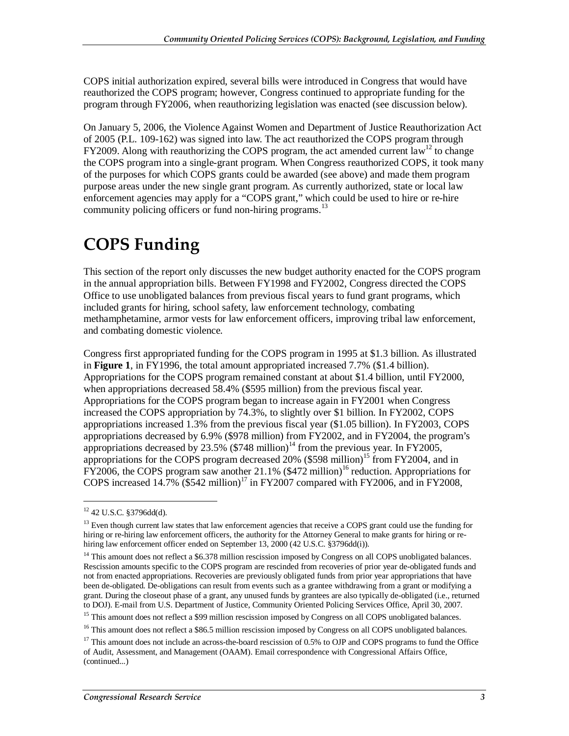COPS initial authorization expired, several bills were introduced in Congress that would have reauthorized the COPS program; however, Congress continued to appropriate funding for the program through FY2006, when reauthorizing legislation was enacted (see discussion below).

On January 5, 2006, the Violence Against Women and Department of Justice Reauthorization Act of 2005 (P.L. 109-162) was signed into law. The act reauthorized the COPS program through FY2009. Along with reauthorizing the COPS program, the act amended current law[12] to change the COPS program into a single-grant program. When Congress reauthorized COPS, it took many of the purposes for which COPS grants could be awarded (see above) and made them program purpose areas under the new single grant program. As currently authorized, state or local law enforcement agencies may apply for a "COPS grant," which could be used to hire or re-hire community policing officers or fund non-hiring programs.[13]

# COPS Funding

This section of the report only discusses the new budget authority enacted for the COPS program in the annual appropriation bills. Between FY1998 and FY2002, Congress directed the COPS Office to use unobligated balances from previous fiscal years to fund grant programs, which included grants for hiring, school safety, law enforcement technology, combating methamphetamine, armor vests for law enforcement officers, improving tribal law enforcement, and combating domestic violence.

Congress first appropriated funding for the COPS program in 1995 at $1.3 billion. As illustrated in **Figure 1**, in FY1996, the total amount appropriated increased 7.7% ($1.4 billion). Appropriations for the COPS program remained constant at about $1.4 billion, until FY2000, when appropriations decreased 58.4% ($595 million) from the previous fiscal year. Appropriations for the COPS program began to increase again in FY2001 when Congress increased the COPS appropriation by 74.3%, to slightly over $1 billion. In FY2002, COPS appropriations increased 1.3% from the previous fiscal year ($1.05 billion). In FY2003, COPS appropriations decreased by 6.9% ($978 million) from FY2002, and in FY2004, the program's appropriations decreased by 23.5% ($748 million)[14] from the previous year. In FY2005, appropriations for the COPS program decreased 20% ($598 million)[15] from FY2004, and in FY2006, the COPS program saw another 21.1% ($472 million)[16] reduction. Appropriations for COPS increased 14.7% ($542 million)[17] in FY2007 compared with FY2006, and in FY2008,

---

[12] 42 U.S.C. §3796dd(d).

[13] Even though current law states that law enforcement agencies that receive a COPS grant could use the funding for hiring or re-hiring law enforcement officers, the authority for the Attorney General to make grants for hiring or re-hiring law enforcement officer ended on September 13, 2000 (42 U.S.C. §3796dd(i)).

[14] This amount does not reflect a $6.378 million rescission imposed by Congress on all COPS unobligated balances. Rescission amounts specific to the COPS program are rescinded from recoveries of prior year de-obligated funds and not from enacted appropriations. Recoveries are previously obligated funds from prior year appropriations that have been de-obligated. De-obligations can result from events such as a grantee withdrawing from a grant or modifying a grant. During the closeout phase of a grant, any unused funds by grantees are also typically de-obligated (i.e., returned to DOJ). E-mail from U.S. Department of Justice, Community Oriented Policing Services Office, April 30, 2007.

[15] This amount does not reflect a $99 million rescission imposed by Congress on all COPS unobligated balances.

[16] This amount does not reflect a $86.5 million rescission imposed by Congress on all COPS unobligated balances.

[17] This amount does not include an across-the-board rescission of 0.5% to OJP and COPS programs to fund the Office of Audit, Assessment, and Management (OAAM). Email correspondence with Congressional Affairs Office, (continued...)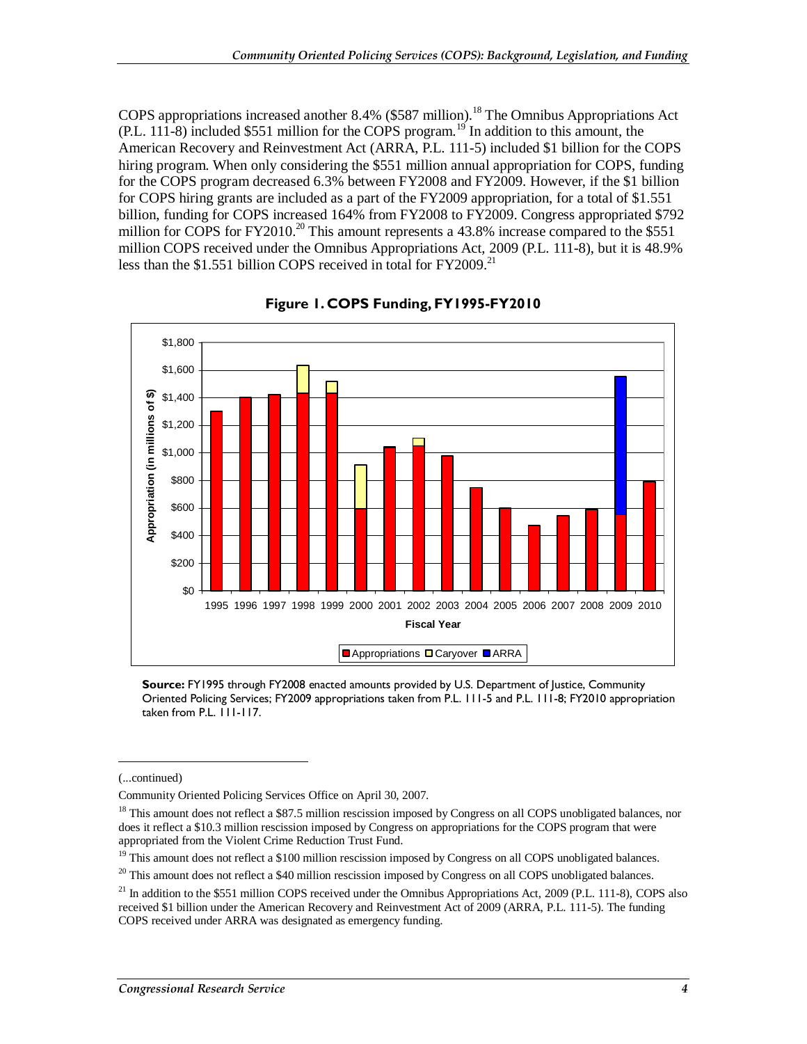COPS appropriations increased another 8.4% ($587 million).[18] The Omnibus Appropriations Act (P.L. 111-8) included $551 million for the COPS program.[19] In addition to this amount, the American Recovery and Reinvestment Act (ARRA, P.L. 111-5) included $1 billion for the COPS hiring program. When only considering the $551 million annual appropriation for COPS, funding for the COPS program decreased 6.3% between FY2008 and FY2009. However, if the $1 billion for COPS hiring grants are included as a part of the FY2009 appropriation, for a total of $1.551 billion, funding for COPS increased 164% from FY2008 to FY2009. Congress appropriated $792 million for COPS for FY2010.[20] This amount represents a 43.8% increase compared to the $551 million COPS received under the Omnibus Appropriations Act, 2009 (P.L. 111-8), but it is 48.9% less than the $1.551 billion COPS received in total for FY2009.[21]

**Figure 1. COPS Funding, FY1995-FY2010**

**Source:** FY1995 through FY2008 enacted amounts provided by U.S. Department of Justice, Community Oriented Policing Services; FY2009 appropriations taken from P.L. 111-5 and P.L. 111-8; FY2010 appropriation taken from P.L. 111-117.

---

(...continued)

Community Oriented Policing Services Office on April 30, 2007.

[18] This amount does not reflect a $87.5 million rescission imposed by Congress on all COPS unobligated balances, nor does it reflect a $10.3 million rescission imposed by Congress on appropriations for the COPS program that were appropriated from the Violent Crime Reduction Trust Fund.

[19] This amount does not reflect a $100 million rescission imposed by Congress on all COPS unobligated balances.

[20] This amount does not reflect a $40 million rescission imposed by Congress on all COPS unobligated balances.

[21] In addition to the $551 million COPS received under the Omnibus Appropriations Act, 2009 (P.L. 111-8), COPS also received $1 billion under the American Recovery and Reinvestment Act of 2009 (ARRA, P.L. 111-5). The funding COPS received under ARRA was designated as emergency funding.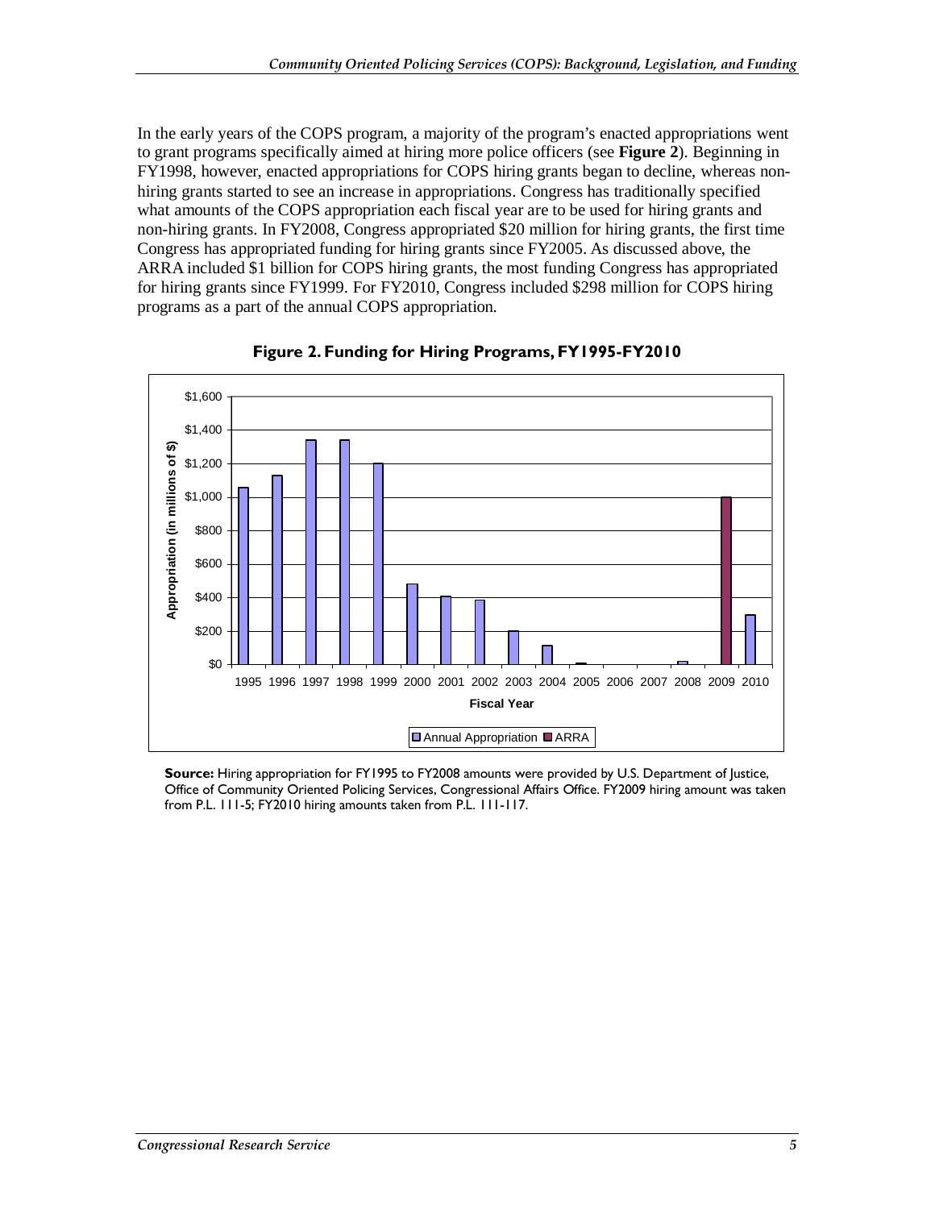In the early years of the COPS program, a majority of the program's enacted appropriations went to grant programs specifically aimed at hiring more police officers (see **Figure 2**). Beginning in FY1998, however, enacted appropriations for COPS hiring grants began to decline, whereas non-hiring grants started to see an increase in appropriations. Congress has traditionally specified what amounts of the COPS appropriation each fiscal year are to be used for hiring grants and non-hiring grants. In FY2008, Congress appropriated $20 million for hiring grants, the first time Congress has appropriated funding for hiring grants since FY2005. As discussed above, the ARRA included $1 billion for COPS hiring grants, the most funding Congress has appropriated for hiring grants since FY1999. For FY2010, Congress included $298 million for COPS hiring programs as a part of the annual COPS appropriation.

**Figure 2. Funding for Hiring Programs, FY1995-FY2010**

**Source:** Hiring appropriation for FY1995 to FY2008 amounts were provided by U.S. Department of Justice, Office of Community Oriented Policing Services, Congressional Affairs Office. FY2009 hiring amount was taken from P.L. 111-5; FY2010 hiring amounts taken from P.L. 111-117.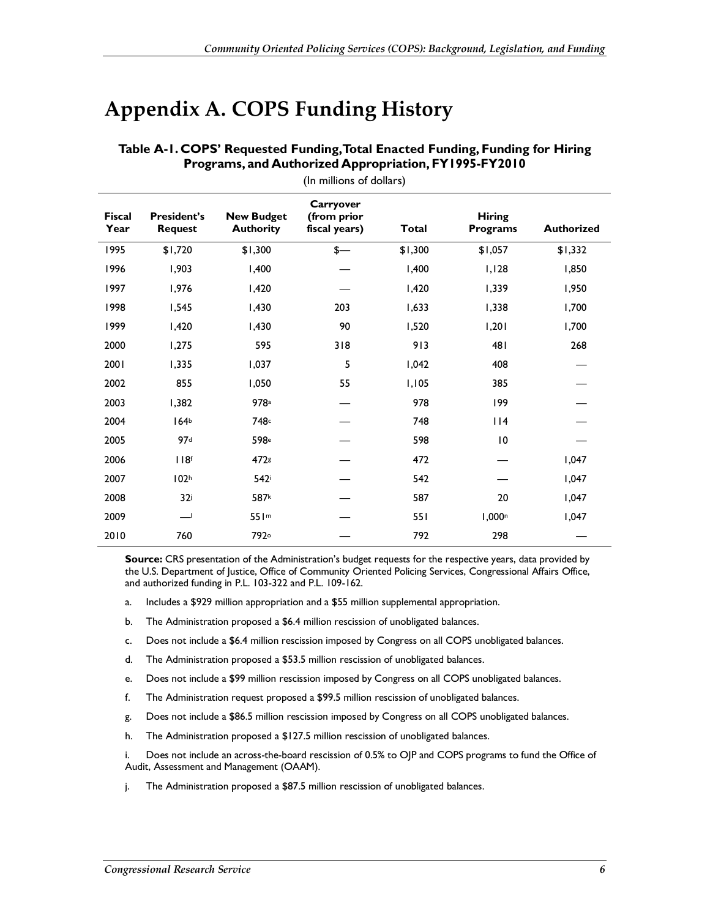# Appendix A. COPS Funding History

**Table A-1. COPS' Requested Funding, Total Enacted Funding, Funding for Hiring Programs, and Authorized Appropriation, FY1995-FY2010**

(In millions of dollars)

| Fiscal Year | President's Request | New Budget Authority | Carryover (from prior fiscal years) | Total | Hiring Programs | Authorized |
|---|---|---|---|---|---|---|
| 1995 | $1,720 | $1,300 | $— | $1,300 | $1,057 | $1,332 |
| 1996 | 1,903 | 1,400 | — | 1,400 | 1,128 | 1,850 |
| 1997 | 1,976 | 1,420 | — | 1,420 | 1,339 | 1,950 |
| 1998 | 1,545 | 1,430 | 203 | 1,633 | 1,338 | 1,700 |
| 1999 | 1,420 | 1,430 | 90 | 1,520 | 1,201 | 1,700 |
| 2000 | 1,275 | 595 | 318 | 913 | 481 | 268 |
| 2001 | 1,335 | 1,037 | 5 | 1,042 | 408 | — |
| 2002 | 855 | 1,050 | 55 | 1,105 | 385 | — |
| 2003 | 1,382 | 978[a] | — | 978 | 199 | — |
| 2004 | 164[b] | 748[c] | — | 748 | 114 | — |
| 2005 | 97[d] | 598[e] | — | 598 | 10 | — |
| 2006 | 118[f] | 472[g] | — | 472 | — | 1,047 |
| 2007 | 102[h] | 542[i] | — | 542 | — | 1,047 |
| 2008 | 32[j] | 587[k] | — | 587 | 20 | 1,047 |
| 2009 | —[l] | 551[m] | — | 551 | 1,000[n] | 1,047 |
| 2010 | 760 | 792[o] | — | 792 | 298 | — |

**Source:** CRS presentation of the Administration's budget requests for the respective years, data provided by the U.S. Department of Justice, Office of Community Oriented Policing Services, Congressional Affairs Office, and authorized funding in P.L. 103-322 and P.L. 109-162.

a. Includes a $929 million appropriation and a $55 million supplemental appropriation.

b. The Administration proposed a $6.4 million rescission of unobligated balances.

c. Does not include a $6.4 million rescission imposed by Congress on all COPS unobligated balances.

d. The Administration proposed a $53.5 million rescission of unobligated balances.

e. Does not include a $99 million rescission imposed by Congress on all COPS unobligated balances.

f. The Administration request proposed a $99.5 million rescission of unobligated balances.

g. Does not include a $86.5 million rescission imposed by Congress on all COPS unobligated balances.

h. The Administration proposed a $127.5 million rescission of unobligated balances.

i. Does not include an across-the-board rescission of 0.5% to OJP and COPS programs to fund the Office of Audit, Assessment and Management (OAAM).

j. The Administration proposed a $87.5 million rescission of unobligated balances.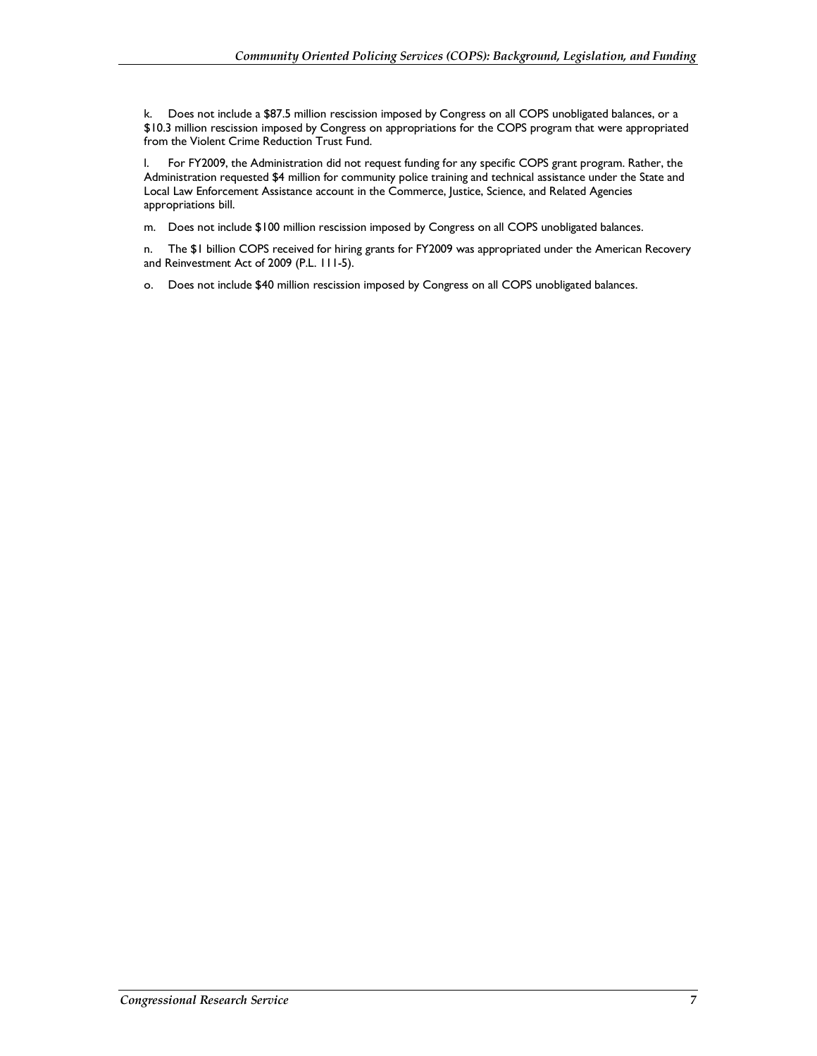k. Does not include a $87.5 million rescission imposed by Congress on all COPS unobligated balances, or a $10.3 million rescission imposed by Congress on appropriations for the COPS program that were appropriated from the Violent Crime Reduction Trust Fund.

l. For FY2009, the Administration did not request funding for any specific COPS grant program. Rather, the Administration requested $4 million for community police training and technical assistance under the State and Local Law Enforcement Assistance account in the Commerce, Justice, Science, and Related Agencies appropriations bill.

m. Does not include $100 million rescission imposed by Congress on all COPS unobligated balances.

n. The $1 billion COPS received for hiring grants for FY2009 was appropriated under the American Recovery and Reinvestment Act of 2009 (P.L. 111-5).

o. Does not include $40 million rescission imposed by Congress on all COPS unobligated balances.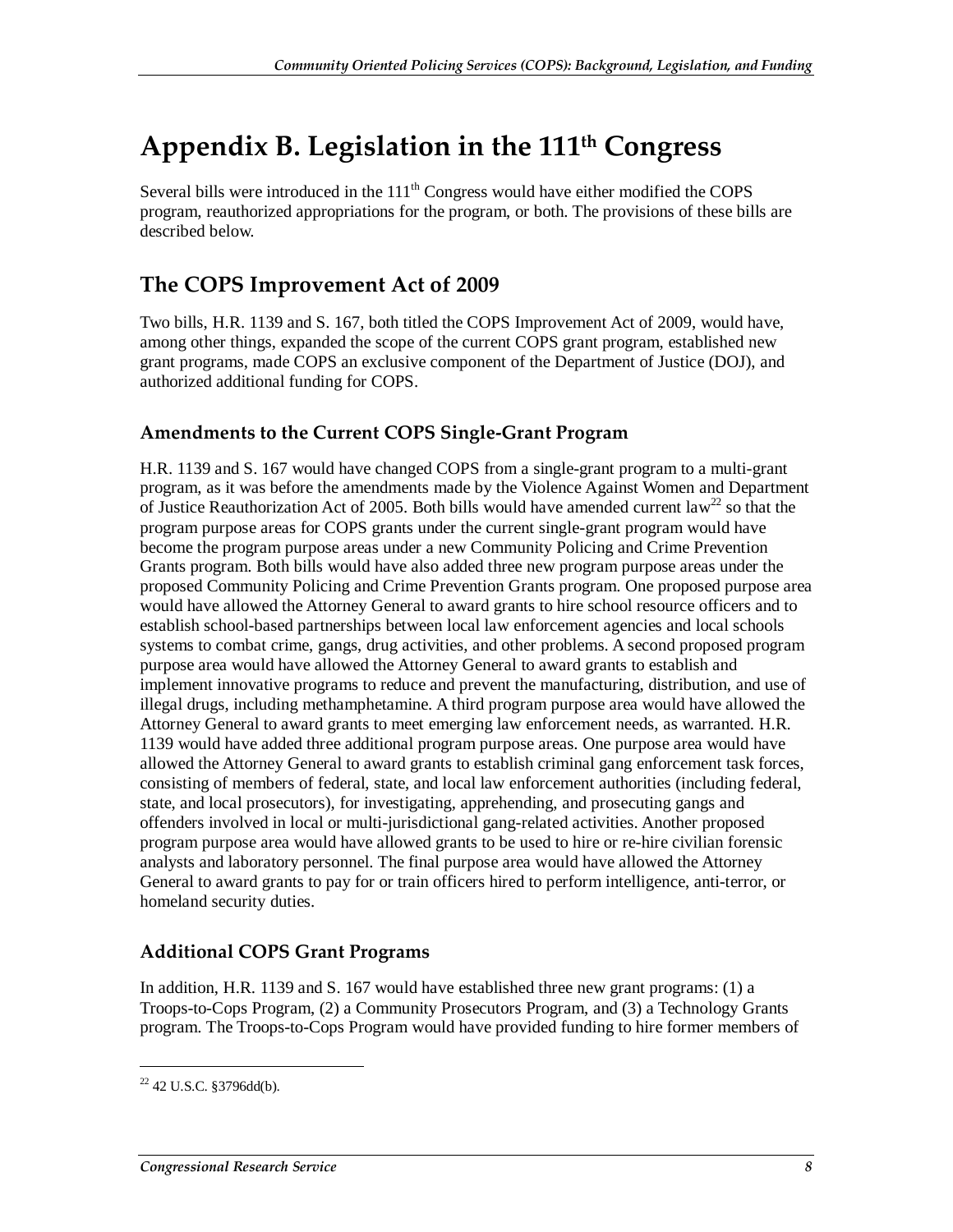# Appendix B. Legislation in the 111th Congress

Several bills were introduced in the 111th Congress would have either modified the COPS program, reauthorized appropriations for the program, or both. The provisions of these bills are described below.

## The COPS Improvement Act of 2009

Two bills, H.R. 1139 and S. 167, both titled the COPS Improvement Act of 2009, would have, among other things, expanded the scope of the current COPS grant program, established new grant programs, made COPS an exclusive component of the Department of Justice (DOJ), and authorized additional funding for COPS.

### Amendments to the Current COPS Single-Grant Program

H.R. 1139 and S. 167 would have changed COPS from a single-grant program to a multi-grant program, as it was before the amendments made by the Violence Against Women and Department of Justice Reauthorization Act of 2005. Both bills would have amended current law[22] so that the program purpose areas for COPS grants under the current single-grant program would have become the program purpose areas under a new Community Policing and Crime Prevention Grants program. Both bills would have also added three new program purpose areas under the proposed Community Policing and Crime Prevention Grants program. One proposed purpose area would have allowed the Attorney General to award grants to hire school resource officers and to establish school-based partnerships between local law enforcement agencies and local schools systems to combat crime, gangs, drug activities, and other problems. A second proposed program purpose area would have allowed the Attorney General to award grants to establish and implement innovative programs to reduce and prevent the manufacturing, distribution, and use of illegal drugs, including methamphetamine. A third program purpose area would have allowed the Attorney General to award grants to meet emerging law enforcement needs, as warranted. H.R. 1139 would have added three additional program purpose areas. One purpose area would have allowed the Attorney General to award grants to establish criminal gang enforcement task forces, consisting of members of federal, state, and local law enforcement authorities (including federal, state, and local prosecutors), for investigating, apprehending, and prosecuting gangs and offenders involved in local or multi-jurisdictional gang-related activities. Another proposed program purpose area would have allowed grants to be used to hire or re-hire civilian forensic analysts and laboratory personnel. The final purpose area would have allowed the Attorney General to award grants to pay for or train officers hired to perform intelligence, anti-terror, or homeland security duties.

### Additional COPS Grant Programs

In addition, H.R. 1139 and S. 167 would have established three new grant programs: (1) a Troops-to-Cops Program, (2) a Community Prosecutors Program, and (3) a Technology Grants program. The Troops-to-Cops Program would have provided funding to hire former members of

[22] 42 U.S.C. §3796dd(b).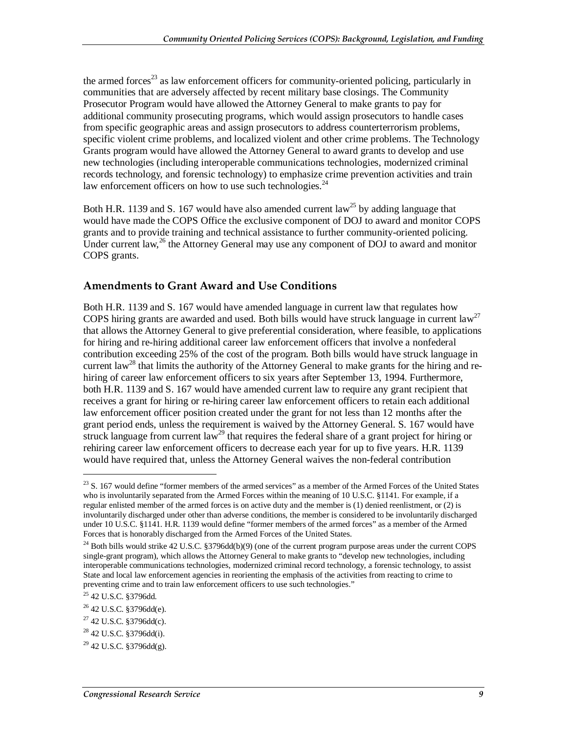the armed forces[23] as law enforcement officers for community-oriented policing, particularly in communities that are adversely affected by recent military base closings. The Community Prosecutor Program would have allowed the Attorney General to make grants to pay for additional community prosecuting programs, which would assign prosecutors to handle cases from specific geographic areas and assign prosecutors to address counterterrorism problems, specific violent crime problems, and localized violent and other crime problems. The Technology Grants program would have allowed the Attorney General to award grants to develop and use new technologies (including interoperable communications technologies, modernized criminal records technology, and forensic technology) to emphasize crime prevention activities and train law enforcement officers on how to use such technologies.[24]

Both H.R. 1139 and S. 167 would have also amended current law[25] by adding language that would have made the COPS Office the exclusive component of DOJ to award and monitor COPS grants and to provide training and technical assistance to further community-oriented policing. Under current law,[26] the Attorney General may use any component of DOJ to award and monitor COPS grants.

## Amendments to Grant Award and Use Conditions

Both H.R. 1139 and S. 167 would have amended language in current law that regulates how COPS hiring grants are awarded and used. Both bills would have struck language in current law[27] that allows the Attorney General to give preferential consideration, where feasible, to applications for hiring and re-hiring additional career law enforcement officers that involve a nonfederal contribution exceeding 25% of the cost of the program. Both bills would have struck language in current law[28] that limits the authority of the Attorney General to make grants for the hiring and re-hiring of career law enforcement officers to six years after September 13, 1994. Furthermore, both H.R. 1139 and S. 167 would have amended current law to require any grant recipient that receives a grant for hiring or re-hiring career law enforcement officers to retain each additional law enforcement officer position created under the grant for not less than 12 months after the grant period ends, unless the requirement is waived by the Attorney General. S. 167 would have struck language from current law[29] that requires the federal share of a grant project for hiring or rehiring career law enforcement officers to decrease each year for up to five years. H.R. 1139 would have required that, unless the Attorney General waives the non-federal contribution

---

[23] S. 167 would define "former members of the armed services" as a member of the Armed Forces of the United States who is involuntarily separated from the Armed Forces within the meaning of 10 U.S.C. §1141. For example, if a regular enlisted member of the armed forces is on active duty and the member is (1) denied reenlistment, or (2) is involuntarily discharged under other than adverse conditions, the member is considered to be involuntarily discharged under 10 U.S.C. §1141. H.R. 1139 would define "former members of the armed forces" as a member of the Armed Forces that is honorably discharged from the Armed Forces of the United States.

[24] Both bills would strike 42 U.S.C. §3796dd(b)(9) (one of the current program purpose areas under the current COPS single-grant program), which allows the Attorney General to make grants to "develop new technologies, including interoperable communications technologies, modernized criminal record technology, a forensic technology, to assist State and local law enforcement agencies in reorienting the emphasis of the activities from reacting to crime to preventing crime and to train law enforcement officers to use such technologies."

[25] 42 U.S.C. §3796dd.

[26] 42 U.S.C. §3796dd(e).

[27] 42 U.S.C. §3796dd(c).

[28] 42 U.S.C. §3796dd(i).

[29] 42 U.S.C. §3796dd(g).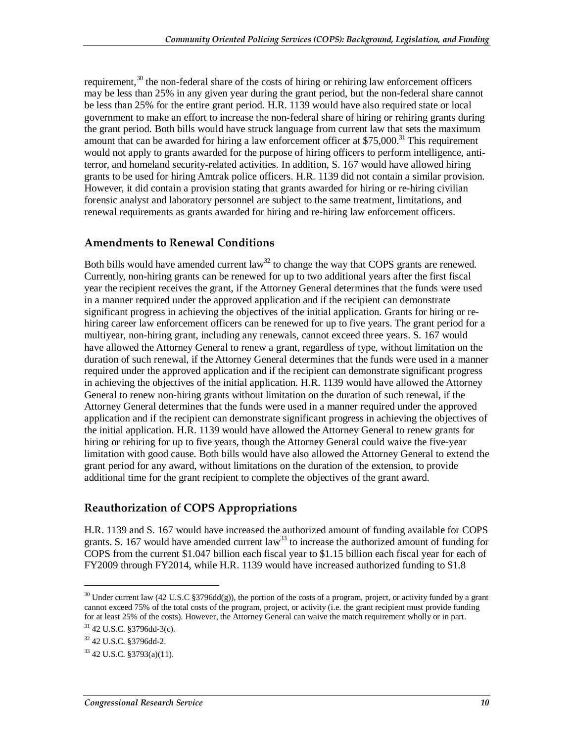requirement,[30] the non-federal share of the costs of hiring or rehiring law enforcement officers may be less than 25% in any given year during the grant period, but the non-federal share cannot be less than 25% for the entire grant period. H.R. 1139 would have also required state or local government to make an effort to increase the non-federal share of hiring or rehiring grants during the grant period. Both bills would have struck language from current law that sets the maximum amount that can be awarded for hiring a law enforcement officer at $75,000.[31] This requirement would not apply to grants awarded for the purpose of hiring officers to perform intelligence, anti-terror, and homeland security-related activities. In addition, S. 167 would have allowed hiring grants to be used for hiring Amtrak police officers. H.R. 1139 did not contain a similar provision. However, it did contain a provision stating that grants awarded for hiring or re-hiring civilian forensic analyst and laboratory personnel are subject to the same treatment, limitations, and renewal requirements as grants awarded for hiring and re-hiring law enforcement officers.

## Amendments to Renewal Conditions

Both bills would have amended current law[32] to change the way that COPS grants are renewed. Currently, non-hiring grants can be renewed for up to two additional years after the first fiscal year the recipient receives the grant, if the Attorney General determines that the funds were used in a manner required under the approved application and if the recipient can demonstrate significant progress in achieving the objectives of the initial application. Grants for hiring or re-hiring career law enforcement officers can be renewed for up to five years. The grant period for a multiyear, non-hiring grant, including any renewals, cannot exceed three years. S. 167 would have allowed the Attorney General to renew a grant, regardless of type, without limitation on the duration of such renewal, if the Attorney General determines that the funds were used in a manner required under the approved application and if the recipient can demonstrate significant progress in achieving the objectives of the initial application. H.R. 1139 would have allowed the Attorney General to renew non-hiring grants without limitation on the duration of such renewal, if the Attorney General determines that the funds were used in a manner required under the approved application and if the recipient can demonstrate significant progress in achieving the objectives of the initial application. H.R. 1139 would have allowed the Attorney General to renew grants for hiring or rehiring for up to five years, though the Attorney General could waive the five-year limitation with good cause. Both bills would have also allowed the Attorney General to extend the grant period for any award, without limitations on the duration of the extension, to provide additional time for the grant recipient to complete the objectives of the grant award.

## Reauthorization of COPS Appropriations

H.R. 1139 and S. 167 would have increased the authorized amount of funding available for COPS grants. S. 167 would have amended current law[33] to increase the authorized amount of funding for COPS from the current $1.047 billion each fiscal year to $1.15 billion each fiscal year for each of FY2009 through FY2014, while H.R. 1139 would have increased authorized funding to $1.8

---

[30] Under current law (42 U.S.C §3796dd(g)), the portion of the costs of a program, project, or activity funded by a grant cannot exceed 75% of the total costs of the program, project, or activity (i.e. the grant recipient must provide funding for at least 25% of the costs). However, the Attorney General can waive the match requirement wholly or in part.

[31] 42 U.S.C. §3796dd-3(c).

[32] 42 U.S.C. §3796dd-2.

[33] 42 U.S.C. §3793(a)(11).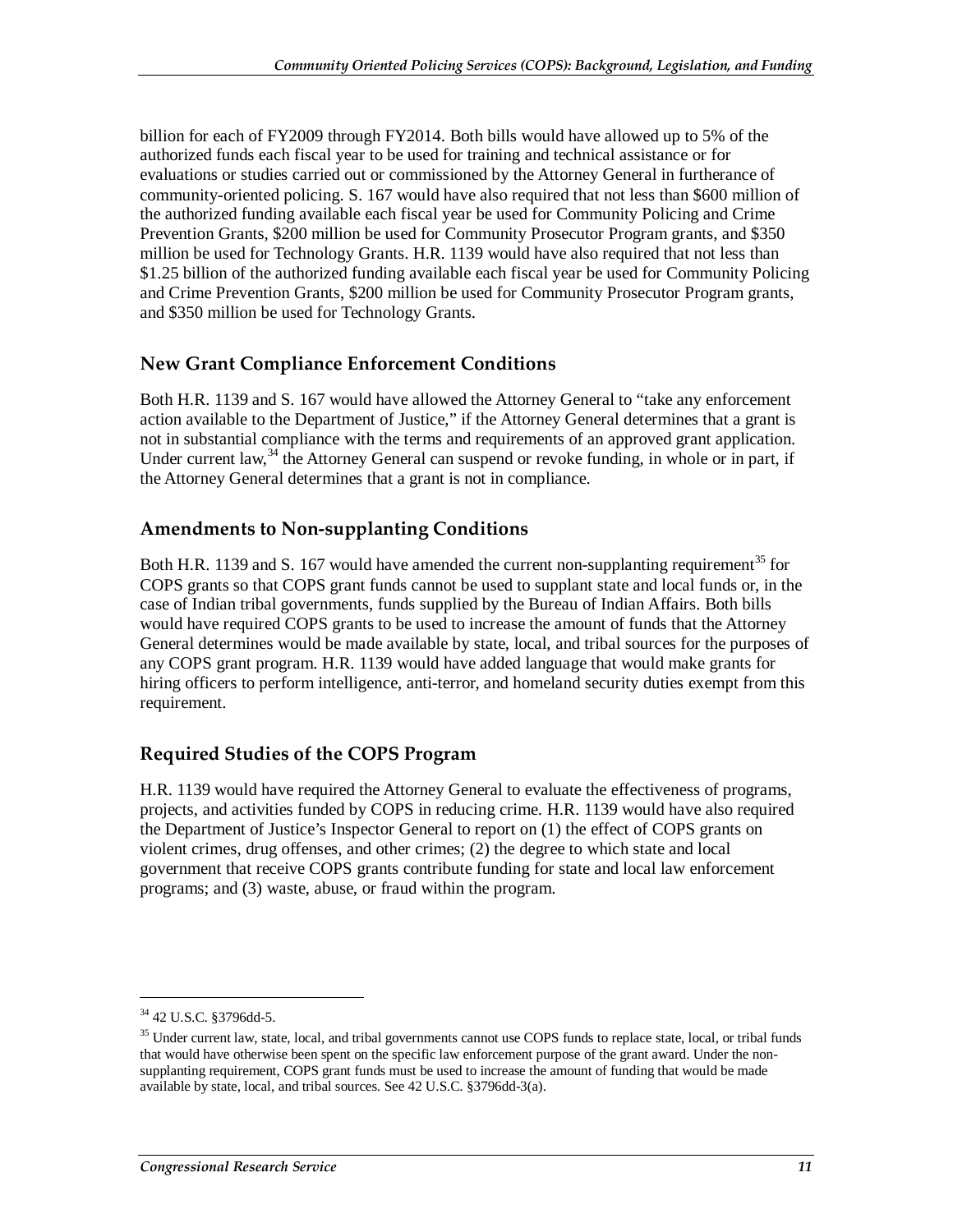billion for each of FY2009 through FY2014. Both bills would have allowed up to 5% of the authorized funds each fiscal year to be used for training and technical assistance or for evaluations or studies carried out or commissioned by the Attorney General in furtherance of community-oriented policing. S. 167 would have also required that not less than $600 million of the authorized funding available each fiscal year be used for Community Policing and Crime Prevention Grants, $200 million be used for Community Prosecutor Program grants, and $350 million be used for Technology Grants. H.R. 1139 would have also required that not less than $1.25 billion of the authorized funding available each fiscal year be used for Community Policing and Crime Prevention Grants, $200 million be used for Community Prosecutor Program grants, and $350 million be used for Technology Grants.

## New Grant Compliance Enforcement Conditions

Both H.R. 1139 and S. 167 would have allowed the Attorney General to "take any enforcement action available to the Department of Justice," if the Attorney General determines that a grant is not in substantial compliance with the terms and requirements of an approved grant application. Under current law,[34] the Attorney General can suspend or revoke funding, in whole or in part, if the Attorney General determines that a grant is not in compliance.

## Amendments to Non-supplanting Conditions

Both H.R. 1139 and S. 167 would have amended the current non-supplanting requirement[35] for COPS grants so that COPS grant funds cannot be used to supplant state and local funds or, in the case of Indian tribal governments, funds supplied by the Bureau of Indian Affairs. Both bills would have required COPS grants to be used to increase the amount of funds that the Attorney General determines would be made available by state, local, and tribal sources for the purposes of any COPS grant program. H.R. 1139 would have added language that would make grants for hiring officers to perform intelligence, anti-terror, and homeland security duties exempt from this requirement.

## Required Studies of the COPS Program

H.R. 1139 would have required the Attorney General to evaluate the effectiveness of programs, projects, and activities funded by COPS in reducing crime. H.R. 1139 would have also required the Department of Justice's Inspector General to report on (1) the effect of COPS grants on violent crimes, drug offenses, and other crimes; (2) the degree to which state and local government that receive COPS grants contribute funding for state and local law enforcement programs; and (3) waste, abuse, or fraud within the program.

---

[34] 42 U.S.C. §3796dd-5.

[35] Under current law, state, local, and tribal governments cannot use COPS funds to replace state, local, or tribal funds that would have otherwise been spent on the specific law enforcement purpose of the grant award. Under the non-supplanting requirement, COPS grant funds must be used to increase the amount of funding that would be made available by state, local, and tribal sources. See 42 U.S.C. §3796dd-3(a).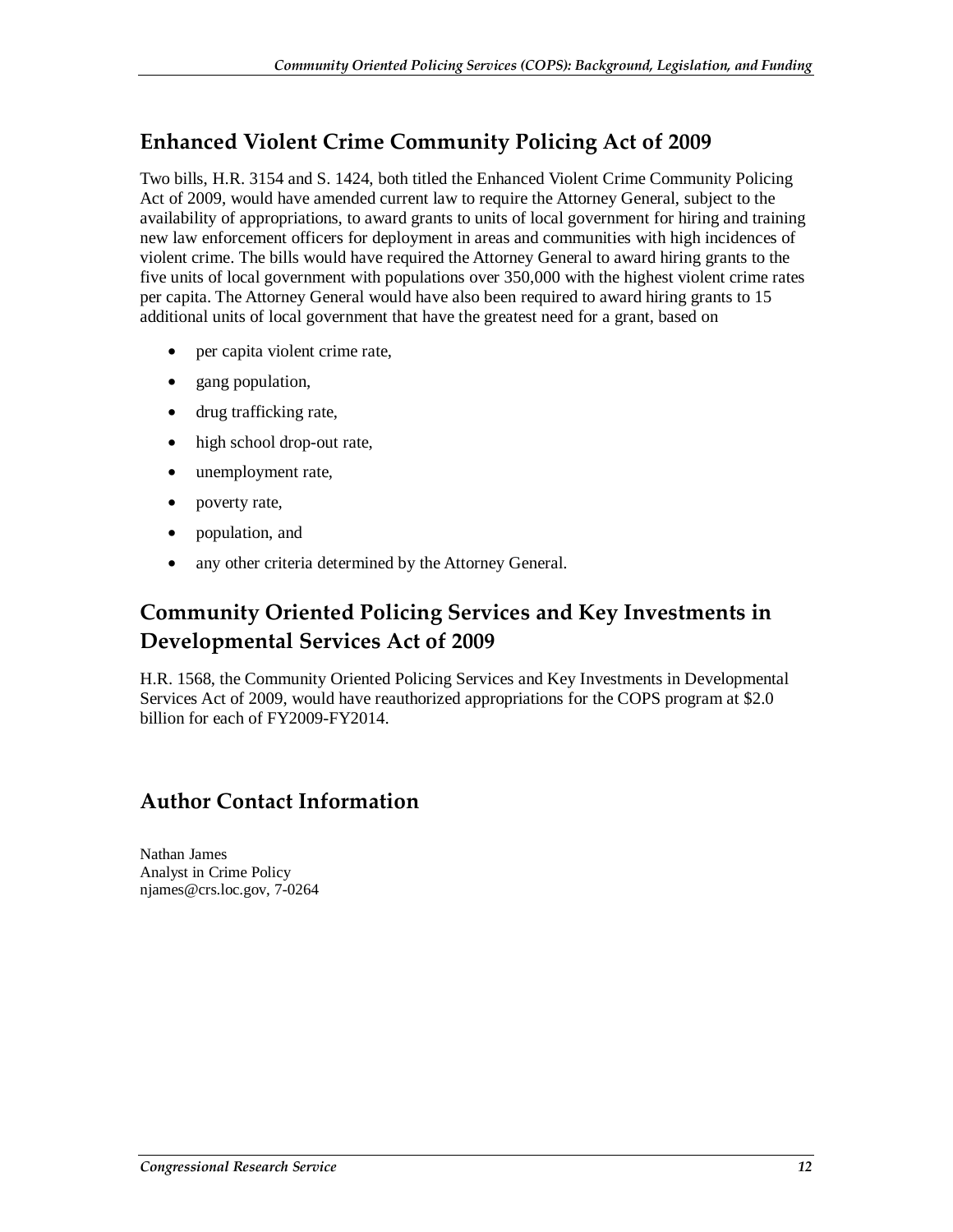## Enhanced Violent Crime Community Policing Act of 2009

Two bills, H.R. 3154 and S. 1424, both titled the Enhanced Violent Crime Community Policing Act of 2009, would have amended current law to require the Attorney General, subject to the availability of appropriations, to award grants to units of local government for hiring and training new law enforcement officers for deployment in areas and communities with high incidences of violent crime. The bills would have required the Attorney General to award hiring grants to the five units of local government with populations over 350,000 with the highest violent crime rates per capita. The Attorney General would have also been required to award hiring grants to 15 additional units of local government that have the greatest need for a grant, based on

- per capita violent crime rate,
- gang population,
- drug trafficking rate,
- high school drop-out rate,
- unemployment rate,
- poverty rate,
- population, and
- any other criteria determined by the Attorney General.

## Community Oriented Policing Services and Key Investments in Developmental Services Act of 2009

H.R. 1568, the Community Oriented Policing Services and Key Investments in Developmental Services Act of 2009, would have reauthorized appropriations for the COPS program at $2.0 billion for each of FY2009-FY2014.

## Author Contact Information

Nathan James
Analyst in Crime Policy
njames@crs.loc.gov, 7-0264